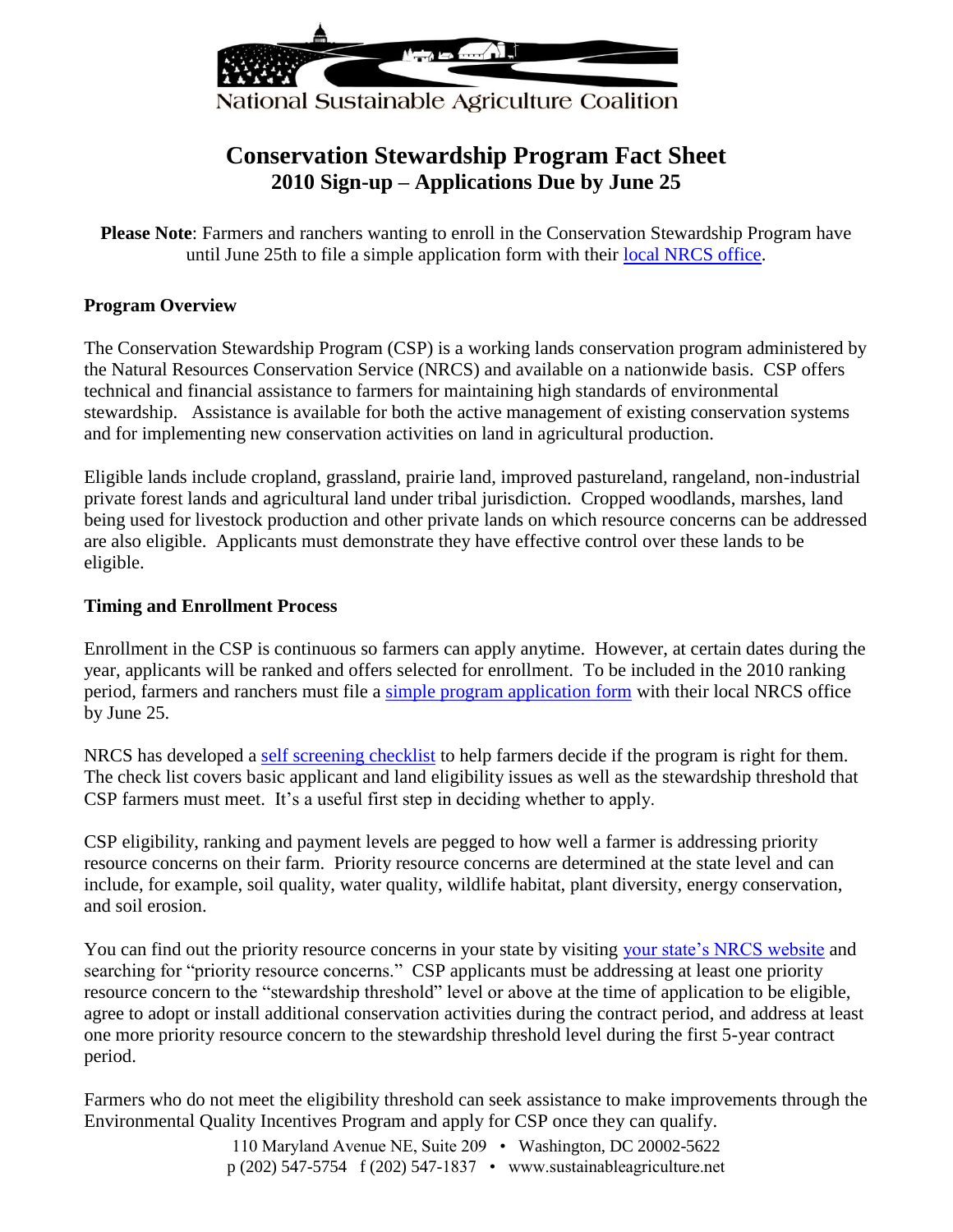National Sustainable Agriculture Coalition

# Conservation Stewardship Program Fact Sheet
## 2010 Sign-up – Applications Due by June 25

**Please Note**: Farmers and ranchers wanting to enroll in the Conservation Stewardship Program have until June 25th to file a simple application form with their local NRCS office.

### Program Overview

The Conservation Stewardship Program (CSP) is a working lands conservation program administered by the Natural Resources Conservation Service (NRCS) and available on a nationwide basis. CSP offers technical and financial assistance to farmers for maintaining high standards of environmental stewardship. Assistance is available for both the active management of existing conservation systems and for implementing new conservation activities on land in agricultural production.

Eligible lands include cropland, grassland, prairie land, improved pastureland, rangeland, non-industrial private forest lands and agricultural land under tribal jurisdiction. Cropped woodlands, marshes, land being used for livestock production and other private lands on which resource concerns can be addressed are also eligible. Applicants must demonstrate they have effective control over these lands to be eligible.

### Timing and Enrollment Process

Enrollment in the CSP is continuous so farmers can apply anytime. However, at certain dates during the year, applicants will be ranked and offers selected for enrollment. To be included in the 2010 ranking period, farmers and ranchers must file a simple program application form with their local NRCS office by June 25.

NRCS has developed a self screening checklist to help farmers decide if the program is right for them. The check list covers basic applicant and land eligibility issues as well as the stewardship threshold that CSP farmers must meet. It's a useful first step in deciding whether to apply.

CSP eligibility, ranking and payment levels are pegged to how well a farmer is addressing priority resource concerns on their farm. Priority resource concerns are determined at the state level and can include, for example, soil quality, water quality, wildlife habitat, plant diversity, energy conservation, and soil erosion.

You can find out the priority resource concerns in your state by visiting your state's NRCS website and searching for "priority resource concerns." CSP applicants must be addressing at least one priority resource concern to the "stewardship threshold" level or above at the time of application to be eligible, agree to adopt or install additional conservation activities during the contract period, and address at least one more priority resource concern to the stewardship threshold level during the first 5-year contract period.

Farmers who do not meet the eligibility threshold can seek assistance to make improvements through the Environmental Quality Incentives Program and apply for CSP once they can qualify.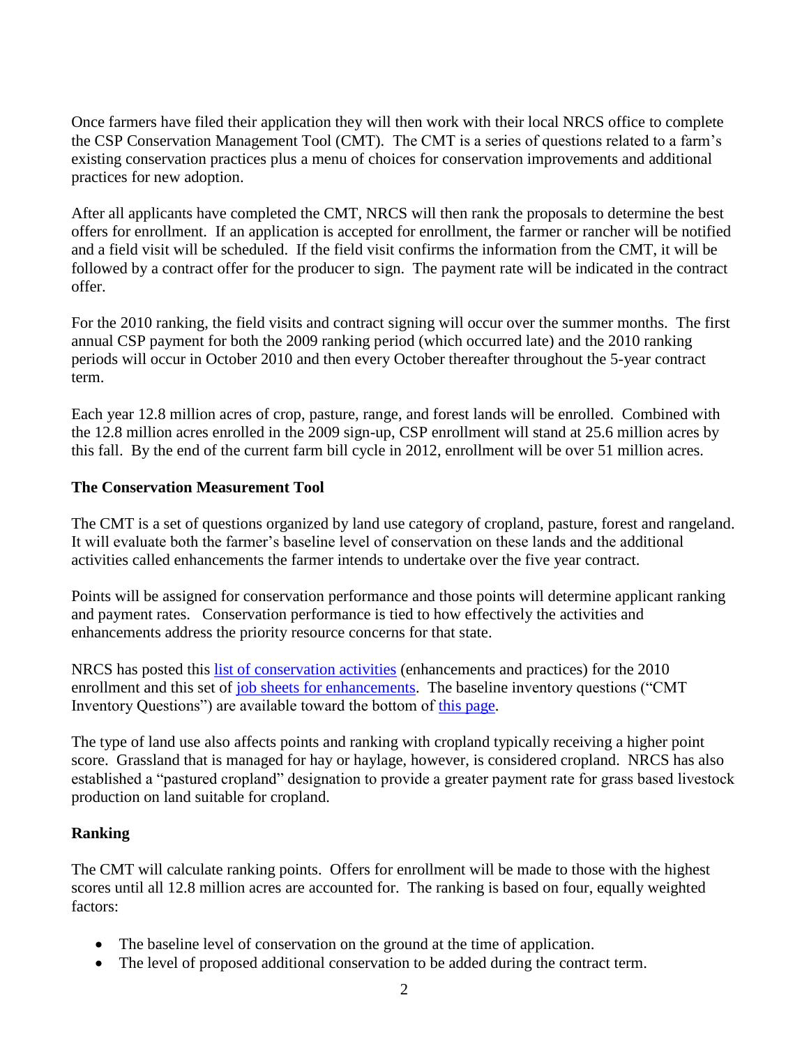Once farmers have filed their application they will then work with their local NRCS office to complete the CSP Conservation Management Tool (CMT). The CMT is a series of questions related to a farm's existing conservation practices plus a menu of choices for conservation improvements and additional practices for new adoption.

After all applicants have completed the CMT, NRCS will then rank the proposals to determine the best offers for enrollment. If an application is accepted for enrollment, the farmer or rancher will be notified and a field visit will be scheduled. If the field visit confirms the information from the CMT, it will be followed by a contract offer for the producer to sign. The payment rate will be indicated in the contract offer.

For the 2010 ranking, the field visits and contract signing will occur over the summer months. The first annual CSP payment for both the 2009 ranking period (which occurred late) and the 2010 ranking periods will occur in October 2010 and then every October thereafter throughout the 5-year contract term.

Each year 12.8 million acres of crop, pasture, range, and forest lands will be enrolled. Combined with the 12.8 million acres enrolled in the 2009 sign-up, CSP enrollment will stand at 25.6 million acres by this fall. By the end of the current farm bill cycle in 2012, enrollment will be over 51 million acres.

**The Conservation Measurement Tool**

The CMT is a set of questions organized by land use category of cropland, pasture, forest and rangeland. It will evaluate both the farmer's baseline level of conservation on these lands and the additional activities called enhancements the farmer intends to undertake over the five year contract.

Points will be assigned for conservation performance and those points will determine applicant ranking and payment rates. Conservation performance is tied to how effectively the activities and enhancements address the priority resource concerns for that state.

NRCS has posted this list of conservation activities (enhancements and practices) for the 2010 enrollment and this set of job sheets for enhancements. The baseline inventory questions ("CMT Inventory Questions") are available toward the bottom of this page.

The type of land use also affects points and ranking with cropland typically receiving a higher point score. Grassland that is managed for hay or haylage, however, is considered cropland. NRCS has also established a "pastured cropland" designation to provide a greater payment rate for grass based livestock production on land suitable for cropland.

**Ranking**

The CMT will calculate ranking points. Offers for enrollment will be made to those with the highest scores until all 12.8 million acres are accounted for. The ranking is based on four, equally weighted factors:

- The baseline level of conservation on the ground at the time of application.
- The level of proposed additional conservation to be added during the contract term.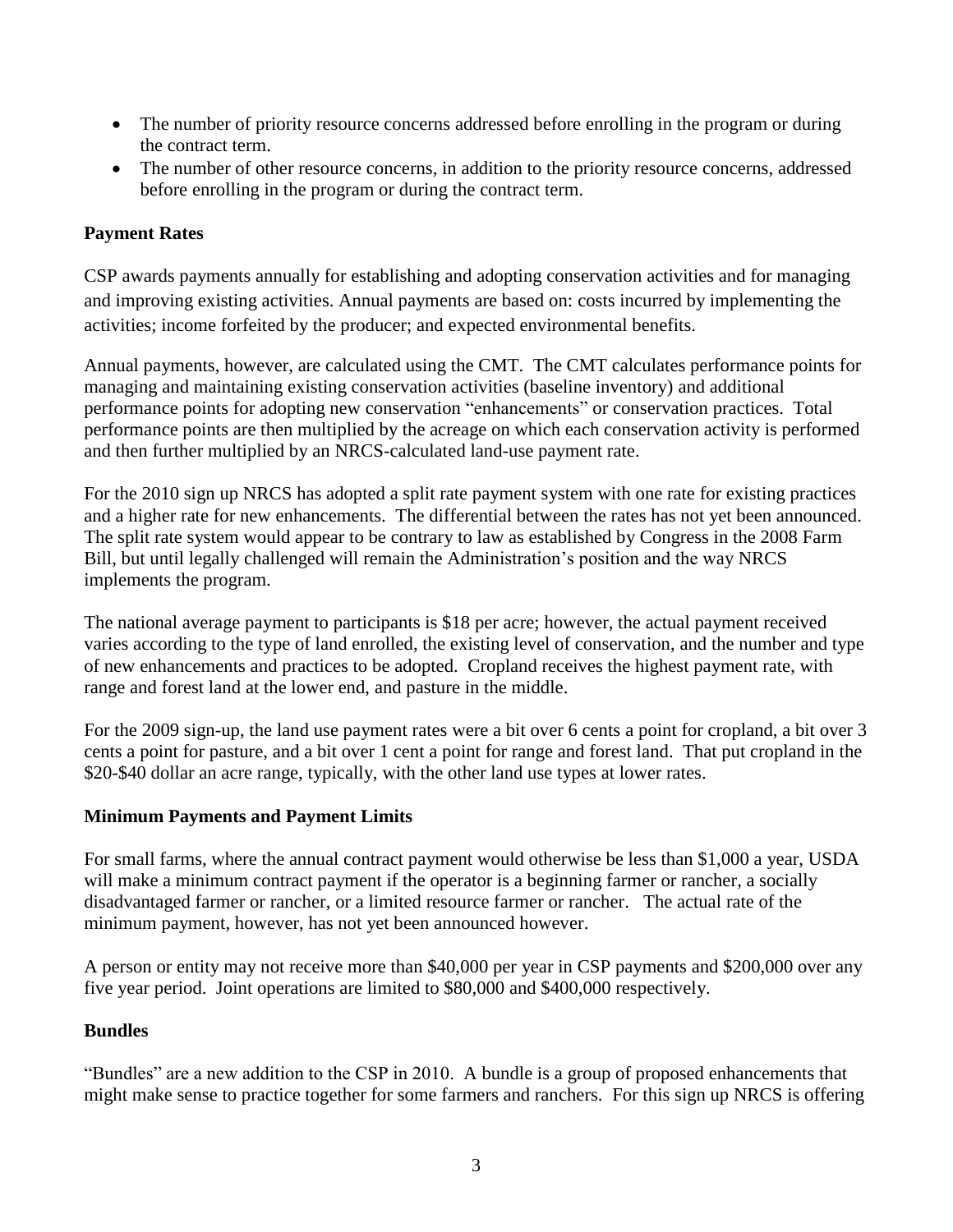- The number of priority resource concerns addressed before enrolling in the program or during the contract term.
- The number of other resource concerns, in addition to the priority resource concerns, addressed before enrolling in the program or during the contract term.

**Payment Rates**

CSP awards payments annually for establishing and adopting conservation activities and for managing and improving existing activities. Annual payments are based on: costs incurred by implementing the activities; income forfeited by the producer; and expected environmental benefits.

Annual payments, however, are calculated using the CMT. The CMT calculates performance points for managing and maintaining existing conservation activities (baseline inventory) and additional performance points for adopting new conservation "enhancements" or conservation practices. Total performance points are then multiplied by the acreage on which each conservation activity is performed and then further multiplied by an NRCS-calculated land-use payment rate.

For the 2010 sign up NRCS has adopted a split rate payment system with one rate for existing practices and a higher rate for new enhancements. The differential between the rates has not yet been announced. The split rate system would appear to be contrary to law as established by Congress in the 2008 Farm Bill, but until legally challenged will remain the Administration's position and the way NRCS implements the program.

The national average payment to participants is $18 per acre; however, the actual payment received varies according to the type of land enrolled, the existing level of conservation, and the number and type of new enhancements and practices to be adopted. Cropland receives the highest payment rate, with range and forest land at the lower end, and pasture in the middle.

For the 2009 sign-up, the land use payment rates were a bit over 6 cents a point for cropland, a bit over 3 cents a point for pasture, and a bit over 1 cent a point for range and forest land. That put cropland in the $20-$40 dollar an acre range, typically, with the other land use types at lower rates.

**Minimum Payments and Payment Limits**

For small farms, where the annual contract payment would otherwise be less than $1,000 a year, USDA will make a minimum contract payment if the operator is a beginning farmer or rancher, a socially disadvantaged farmer or rancher, or a limited resource farmer or rancher. The actual rate of the minimum payment, however, has not yet been announced however.

A person or entity may not receive more than $40,000 per year in CSP payments and $200,000 over any five year period. Joint operations are limited to $80,000 and $400,000 respectively.

**Bundles**

"Bundles" are a new addition to the CSP in 2010. A bundle is a group of proposed enhancements that might make sense to practice together for some farmers and ranchers. For this sign up NRCS is offering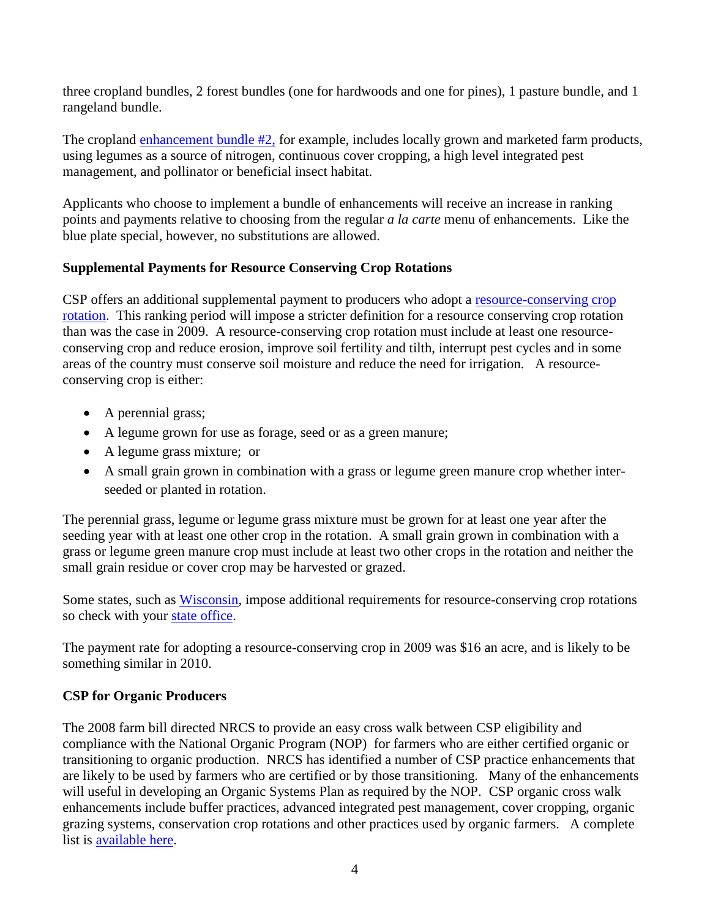three cropland bundles, 2 forest bundles (one for hardwoods and one for pines), 1 pasture bundle, and 1 rangeland bundle.

The cropland enhancement bundle #2, for example, includes locally grown and marketed farm products, using legumes as a source of nitrogen, continuous cover cropping, a high level integrated pest management, and pollinator or beneficial insect habitat.

Applicants who choose to implement a bundle of enhancements will receive an increase in ranking points and payments relative to choosing from the regular *a la carte* menu of enhancements. Like the blue plate special, however, no substitutions are allowed.

**Supplemental Payments for Resource Conserving Crop Rotations**

CSP offers an additional supplemental payment to producers who adopt a resource-conserving crop rotation. This ranking period will impose a stricter definition for a resource conserving crop rotation than was the case in 2009. A resource-conserving crop rotation must include at least one resource-conserving crop and reduce erosion, improve soil fertility and tilth, interrupt pest cycles and in some areas of the country must conserve soil moisture and reduce the need for irrigation. A resource-conserving crop is either:

- A perennial grass;
- A legume grown for use as forage, seed or as a green manure;
- A legume grass mixture; or
- A small grain grown in combination with a grass or legume green manure crop whether inter-seeded or planted in rotation.

The perennial grass, legume or legume grass mixture must be grown for at least one year after the seeding year with at least one other crop in the rotation. A small grain grown in combination with a grass or legume green manure crop must include at least two other crops in the rotation and neither the small grain residue or cover crop may be harvested or grazed.

Some states, such as Wisconsin, impose additional requirements for resource-conserving crop rotations so check with your state office.

The payment rate for adopting a resource-conserving crop in 2009 was $16 an acre, and is likely to be something similar in 2010.

**CSP for Organic Producers**

The 2008 farm bill directed NRCS to provide an easy cross walk between CSP eligibility and compliance with the National Organic Program (NOP) for farmers who are either certified organic or transitioning to organic production. NRCS has identified a number of CSP practice enhancements that are likely to be used by farmers who are certified or by those transitioning. Many of the enhancements will useful in developing an Organic Systems Plan as required by the NOP. CSP organic cross walk enhancements include buffer practices, advanced integrated pest management, cover cropping, organic grazing systems, conservation crop rotations and other practices used by organic farmers. A complete list is available here.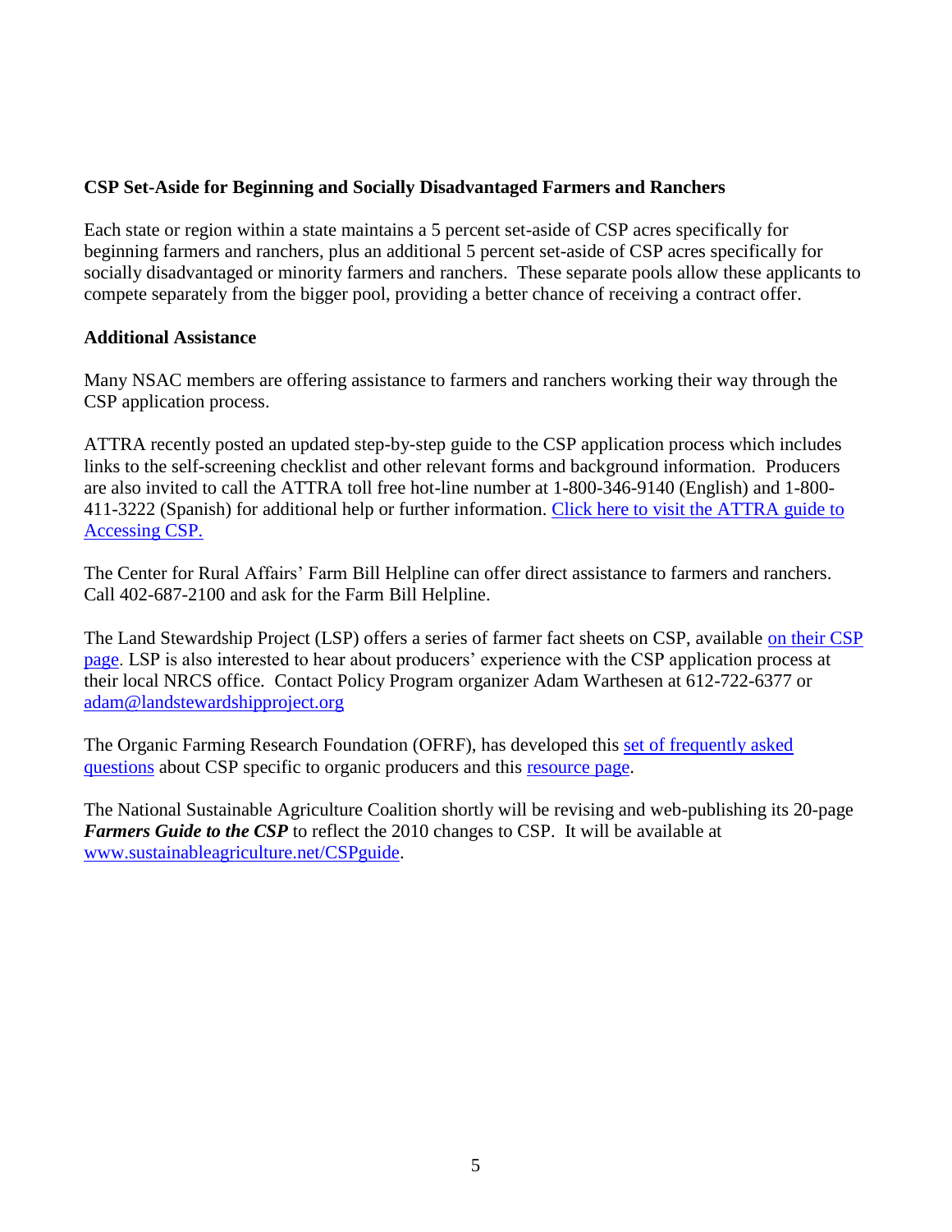**CSP Set-Aside for Beginning and Socially Disadvantaged Farmers and Ranchers**

Each state or region within a state maintains a 5 percent set-aside of CSP acres specifically for beginning farmers and ranchers, plus an additional 5 percent set-aside of CSP acres specifically for socially disadvantaged or minority farmers and ranchers. These separate pools allow these applicants to compete separately from the bigger pool, providing a better chance of receiving a contract offer.

**Additional Assistance**

Many NSAC members are offering assistance to farmers and ranchers working their way through the CSP application process.

ATTRA recently posted an updated step-by-step guide to the CSP application process which includes links to the self-screening checklist and other relevant forms and background information. Producers are also invited to call the ATTRA toll free hot-line number at 1-800-346-9140 (English) and 1-800-411-3222 (Spanish) for additional help or further information. Click here to visit the ATTRA guide to Accessing CSP.

The Center for Rural Affairs' Farm Bill Helpline can offer direct assistance to farmers and ranchers. Call 402-687-2100 and ask for the Farm Bill Helpline.

The Land Stewardship Project (LSP) offers a series of farmer fact sheets on CSP, available on their CSP page. LSP is also interested to hear about producers' experience with the CSP application process at their local NRCS office. Contact Policy Program organizer Adam Warthesen at 612-722-6377 or adam@landstewardshipproject.org

The Organic Farming Research Foundation (OFRF), has developed this set of frequently asked questions about CSP specific to organic producers and this resource page.

The National Sustainable Agriculture Coalition shortly will be revising and web-publishing its 20-page ***Farmers Guide to the CSP*** to reflect the 2010 changes to CSP. It will be available at www.sustainableagriculture.net/CSPguide.